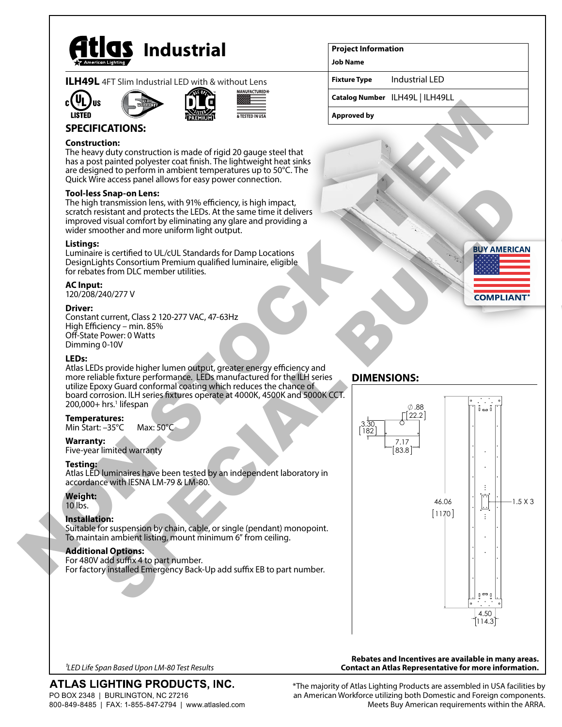# Atlas Industrial

**ILH49L** 4FT Slim Industrial LED with & without Lens

| Project Information | |
|---|---|
| Job Name | |
| Fixture Type | Industrial LED |
| Catalog Number | ILH49L \| ILH49LL |
| Approved by | |

NON-STOCK ITEM SPECIAL BUILD

## SPECIFICATIONS:

**Construction:**
The heavy duty construction is made of rigid 20 gauge steel that has a post painted polyester coat finish. The lightweight heat sinks are designed to perform in ambient temperatures up to 50°C. The Quick Wire access panel allows for easy power connection.

**Tool-less Snap-on Lens:**
The high transmission lens, with 91% efficiency, is high impact, scratch resistant and protects the LEDs. At the same time it delivers improved visual comfort by eliminating any glare and providing a wider smoother and more uniform light output.

**Listings:**
Luminaire is certified to UL/cUL Standards for Damp Locations DesignLights Consortium Premium qualified luminaire, eligible for rebates from DLC member utilities.

**AC Input:**
120/208/240/277 V

**Driver:**
Constant current, Class 2 120-277 VAC, 47-63Hz
High Efficiency – min. 85%
Off-State Power: 0 Watts
Dimming 0-10V

**LEDs:**
Atlas LEDs provide higher lumen output, greater energy efficiency and more reliable fixture performance. LEDs manufactured for the ILH series utilize Epoxy Guard conformal coating which reduces the chance of board corrosion. ILH series fixtures operate at 4000K, 4500K and 5000K CCT. 200,000+ hrs.[1] lifespan

**Temperatures:**
Min Start: –35°C Max: 50°C

**Warranty:**
Five-year limited warranty

**Testing:**
Atlas LED luminaires have been tested by an independent laboratory in accordance with IESNA LM-79 & LM-80.

**Weight:**
10 lbs.

**Installation:**
Suitable for suspension by chain, cable, or single (pendant) monopoint. To maintain ambient listing, mount minimum 6" from ceiling.

**Additional Options:**
For 480V add suffix 4 to part number.
For factory installed Emergency Back-Up add suffix EB to part number.

BUY AMERICAN COMPLIANT*

## DIMENSIONS:

∅ .88 [22.2]
3.30 [182]
7.17 [83.8]
46.06 [1170]
1.5 X 3
4.50 [114.3]

[1]*LED Life Span Based Upon LM-80 Test Results*

**Rebates and Incentives are available in many areas. Contact an Atlas Representative for more information.**

**ATLAS LIGHTING PRODUCTS, INC.**
PO BOX 2348 | BURLINGTON, NC 27216
800-849-8485 | FAX: 1-855-847-2794 | www.atlasled.com

*The majority of Atlas Lighting Products are assembled in USA facilities by an American Workforce utilizing both Domestic and Foreign components. Meets Buy American requirements within the ARRA.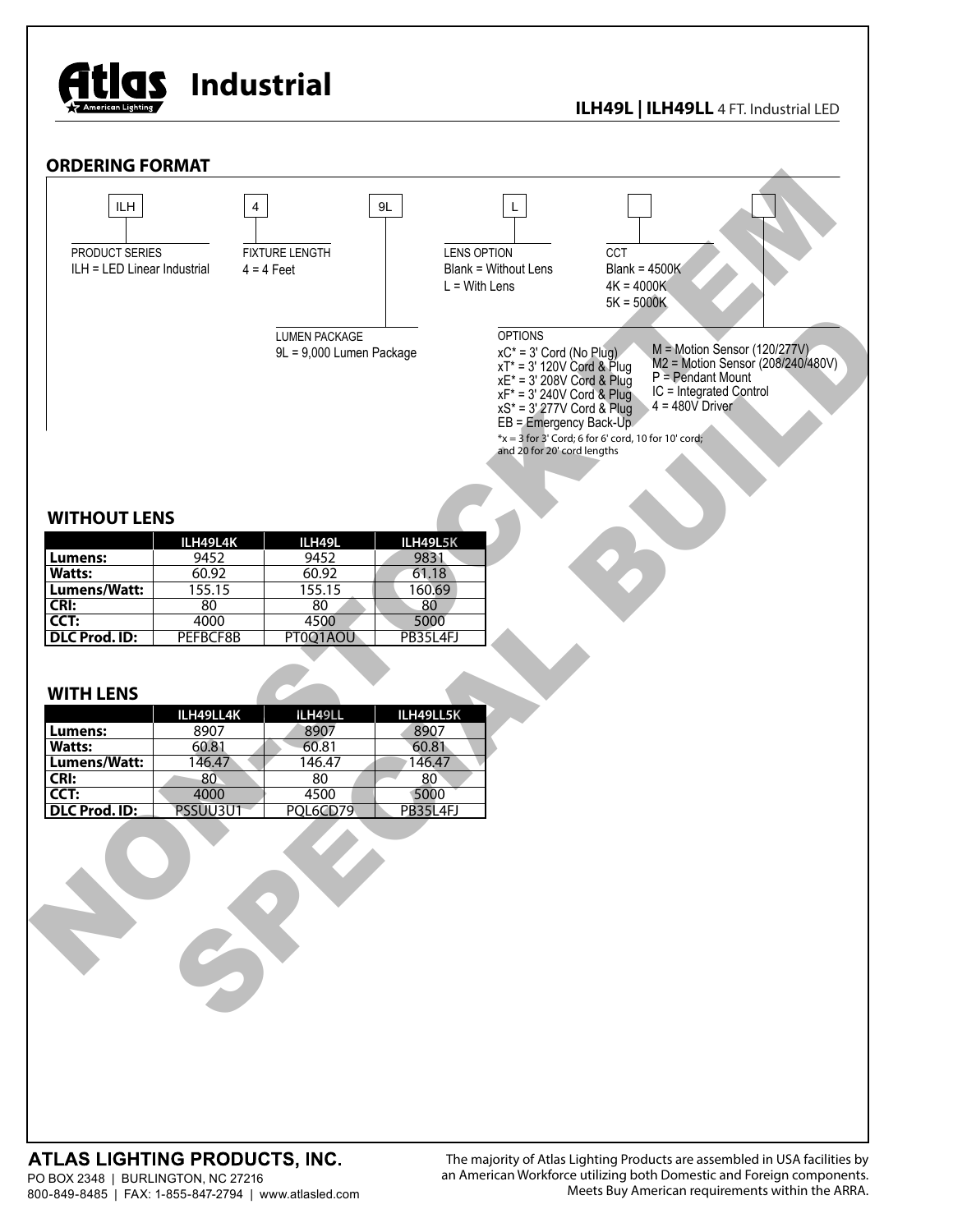# Atlas Industrial

**ILH49L | ILH49LL** 4 FT. Industrial LED

## ORDERING FORMAT

ILH | 4 | 9L | L | [ ] | [ ]

PRODUCT SERIES
ILH = LED Linear Industrial

FIXTURE LENGTH
4 = 4 Feet

LUMEN PACKAGE
9L = 9,000 Lumen Package

LENS OPTION
Blank = Without Lens
L = With Lens

CCT
Blank = 4500K
4K = 4000K
5K = 5000K

OPTIONS
xC* = 3' Cord (No Plug)
xT* = 3' 120V Cord & Plug
xE* = 3' 208V Cord & Plug
xF* = 3' 240V Cord & Plug
xS* = 3' 277V Cord & Plug
EB = Emergency Back-Up
M = Motion Sensor (120/277V)
M2 = Motion Sensor (208/240/480V)
P = Pendant Mount
IC = Integrated Control
4 = 480V Driver

*x = 3 for 3' Cord; 6 for 6' cord, 10 for 10' cord; and 20 for 20' cord lengths

NON-STOCK ITEM
SPECIAL BUILD

## WITHOUT LENS

| | ILH49L4K | ILH49L | ILH49L5K |
|---|---|---|---|
| **Lumens:** | 9452 | 9452 | 9831 |
| **Watts:** | 60.92 | 60.92 | 61.18 |
| **Lumens/Watt:** | 155.15 | 155.15 | 160.69 |
| **CRI:** | 80 | 80 | 80 |
| **CCT:** | 4000 | 4500 | 5000 |
| **DLC Prod. ID:** | PEFBCF8B | PT0Q1AOU | PB35L4FJ |

## WITH LENS

| | ILH49LL4K | ILH49LL | ILH49LL5K |
|---|---|---|---|
| **Lumens:** | 8907 | 8907 | 8907 |
| **Watts:** | 60.81 | 60.81 | 60.81 |
| **Lumens/Watt:** | 146.47 | 146.47 | 146.47 |
| **CRI:** | 80 | 80 | 80 |
| **CCT:** | 4000 | 4500 | 5000 |
| **DLC Prod. ID:** | PSSUU3U1 | PQL6CD79 | PB35L4FJ |

**ATLAS LIGHTING PRODUCTS, INC.**
PO BOX 2348 | BURLINGTON, NC 27216
800-849-8485 | FAX: 1-855-847-2794 | www.atlasled.com

The majority of Atlas Lighting Products are assembled in USA facilities by an American Workforce utilizing both Domestic and Foreign components. Meets Buy American requirements within the ARRA.